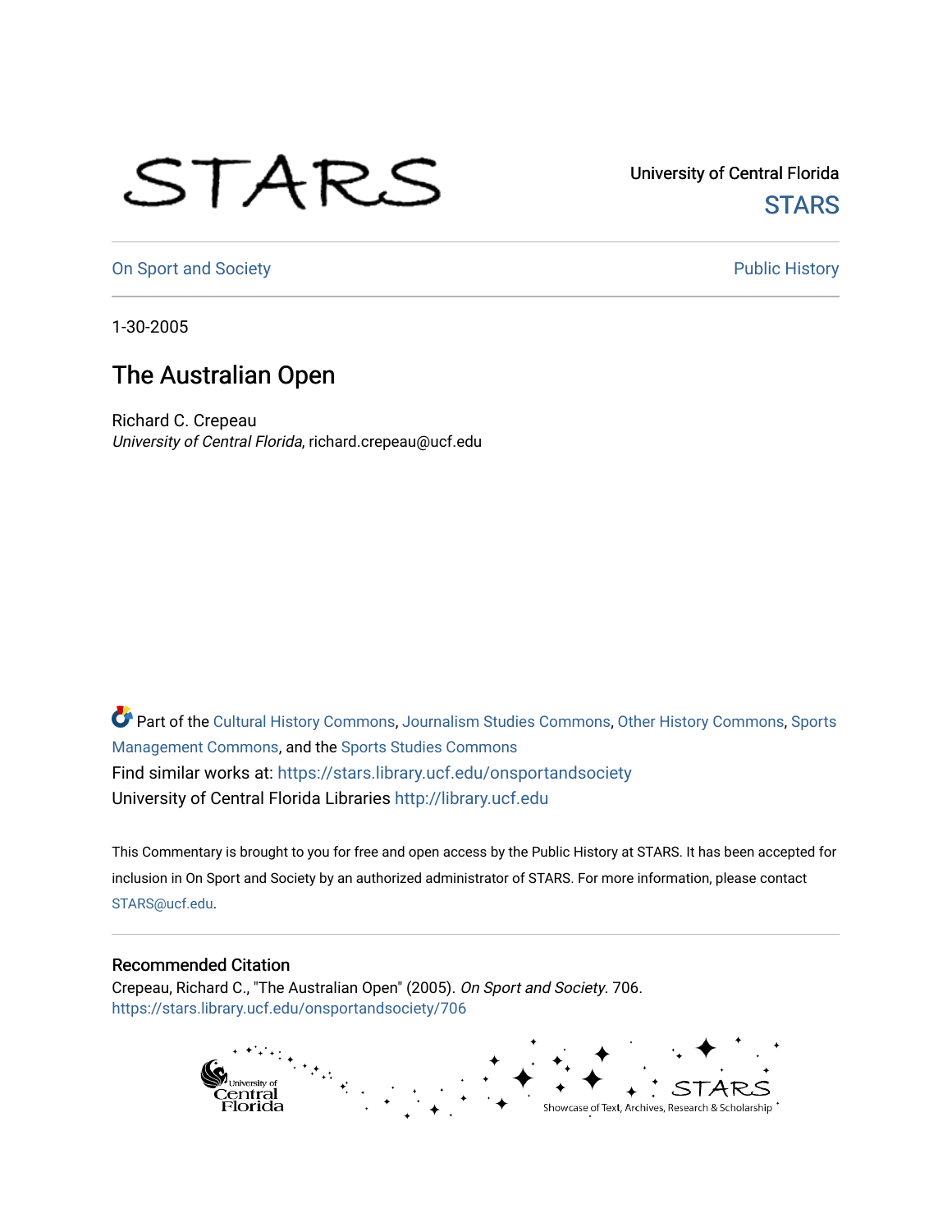University of Central Florida

STARS

On Sport and Society

Public History

1-30-2005

# The Australian Open

Richard C. Crepeau
*University of Central Florida*, richard.crepeau@ucf.edu

Part of the Cultural History Commons, Journalism Studies Commons, Other History Commons, Sports Management Commons, and the Sports Studies Commons
Find similar works at: https://stars.library.ucf.edu/onsportandsociety
University of Central Florida Libraries http://library.ucf.edu

This Commentary is brought to you for free and open access by the Public History at STARS. It has been accepted for inclusion in On Sport and Society by an authorized administrator of STARS. For more information, please contact STARS@ucf.edu.

## Recommended Citation

Crepeau, Richard C., "The Australian Open" (2005). *On Sport and Society*. 706.
https://stars.library.ucf.edu/onsportandsociety/706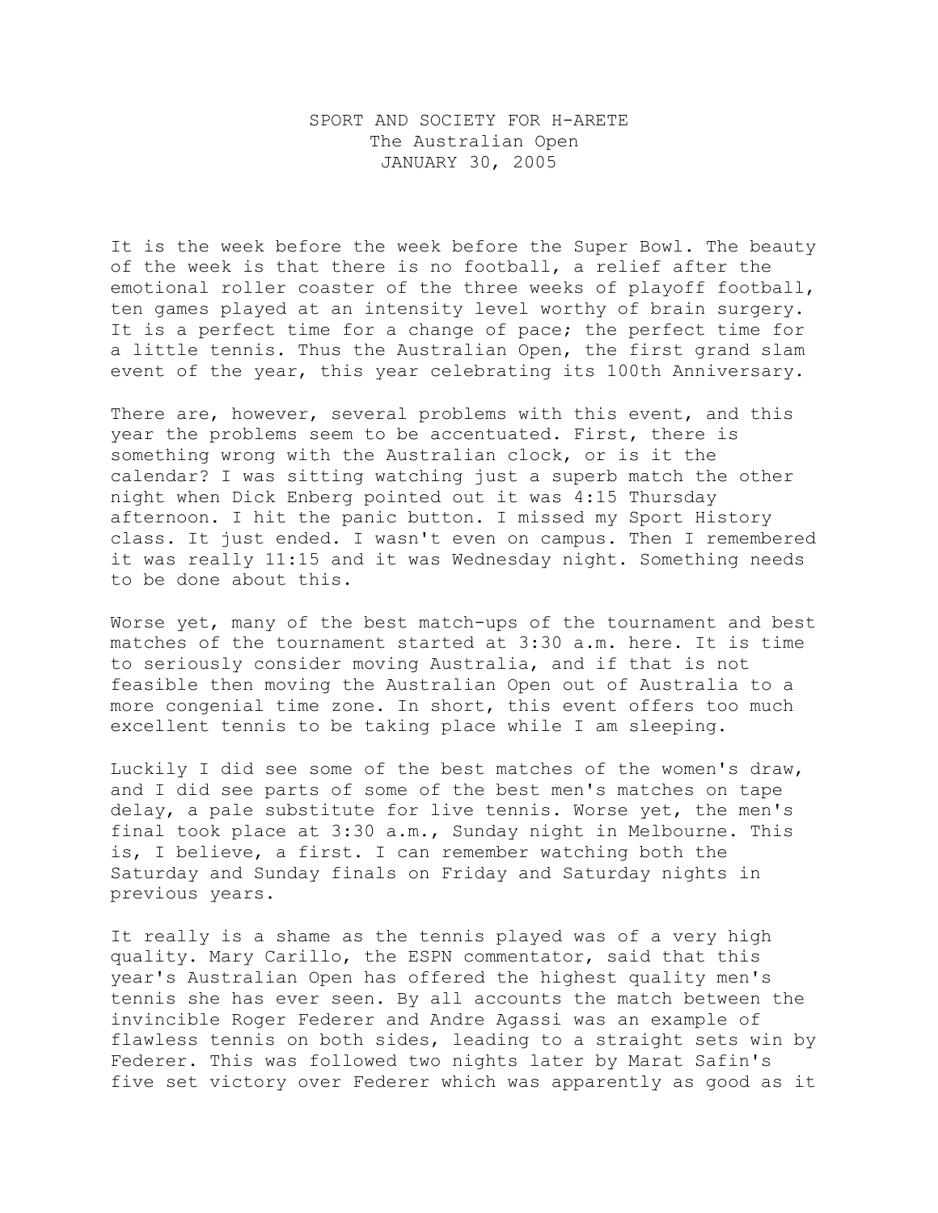SPORT AND SOCIETY FOR H-ARETE
The Australian Open
JANUARY 30, 2005

It is the week before the week before the Super Bowl. The beauty of the week is that there is no football, a relief after the emotional roller coaster of the three weeks of playoff football, ten games played at an intensity level worthy of brain surgery. It is a perfect time for a change of pace; the perfect time for a little tennis. Thus the Australian Open, the first grand slam event of the year, this year celebrating its 100th Anniversary.

There are, however, several problems with this event, and this year the problems seem to be accentuated. First, there is something wrong with the Australian clock, or is it the calendar? I was sitting watching just a superb match the other night when Dick Enberg pointed out it was 4:15 Thursday afternoon. I hit the panic button. I missed my Sport History class. It just ended. I wasn't even on campus. Then I remembered it was really 11:15 and it was Wednesday night. Something needs to be done about this.

Worse yet, many of the best match-ups of the tournament and best matches of the tournament started at 3:30 a.m. here. It is time to seriously consider moving Australia, and if that is not feasible then moving the Australian Open out of Australia to a more congenial time zone. In short, this event offers too much excellent tennis to be taking place while I am sleeping.

Luckily I did see some of the best matches of the women's draw, and I did see parts of some of the best men's matches on tape delay, a pale substitute for live tennis. Worse yet, the men's final took place at 3:30 a.m., Sunday night in Melbourne. This is, I believe, a first. I can remember watching both the Saturday and Sunday finals on Friday and Saturday nights in previous years.

It really is a shame as the tennis played was of a very high quality. Mary Carillo, the ESPN commentator, said that this year's Australian Open has offered the highest quality men's tennis she has ever seen. By all accounts the match between the invincible Roger Federer and Andre Agassi was an example of flawless tennis on both sides, leading to a straight sets win by Federer. This was followed two nights later by Marat Safin's five set victory over Federer which was apparently as good as it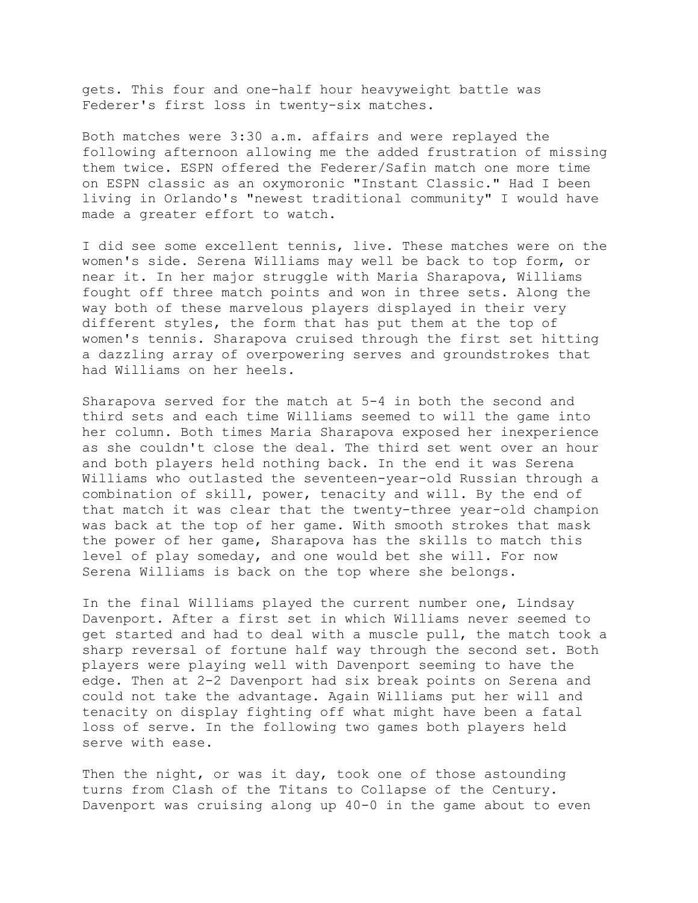gets. This four and one-half hour heavyweight battle was Federer's first loss in twenty-six matches.

Both matches were 3:30 a.m. affairs and were replayed the following afternoon allowing me the added frustration of missing them twice. ESPN offered the Federer/Safin match one more time on ESPN classic as an oxymoronic "Instant Classic." Had I been living in Orlando's "newest traditional community" I would have made a greater effort to watch.

I did see some excellent tennis, live. These matches were on the women's side. Serena Williams may well be back to top form, or near it. In her major struggle with Maria Sharapova, Williams fought off three match points and won in three sets. Along the way both of these marvelous players displayed in their very different styles, the form that has put them at the top of women's tennis. Sharapova cruised through the first set hitting a dazzling array of overpowering serves and groundstrokes that had Williams on her heels.

Sharapova served for the match at 5-4 in both the second and third sets and each time Williams seemed to will the game into her column. Both times Maria Sharapova exposed her inexperience as she couldn't close the deal. The third set went over an hour and both players held nothing back. In the end it was Serena Williams who outlasted the seventeen-year-old Russian through a combination of skill, power, tenacity and will. By the end of that match it was clear that the twenty-three year-old champion was back at the top of her game. With smooth strokes that mask the power of her game, Sharapova has the skills to match this level of play someday, and one would bet she will. For now Serena Williams is back on the top where she belongs.

In the final Williams played the current number one, Lindsay Davenport. After a first set in which Williams never seemed to get started and had to deal with a muscle pull, the match took a sharp reversal of fortune half way through the second set. Both players were playing well with Davenport seeming to have the edge. Then at 2-2 Davenport had six break points on Serena and could not take the advantage. Again Williams put her will and tenacity on display fighting off what might have been a fatal loss of serve. In the following two games both players held serve with ease.

Then the night, or was it day, took one of those astounding turns from Clash of the Titans to Collapse of the Century. Davenport was cruising along up 40-0 in the game about to even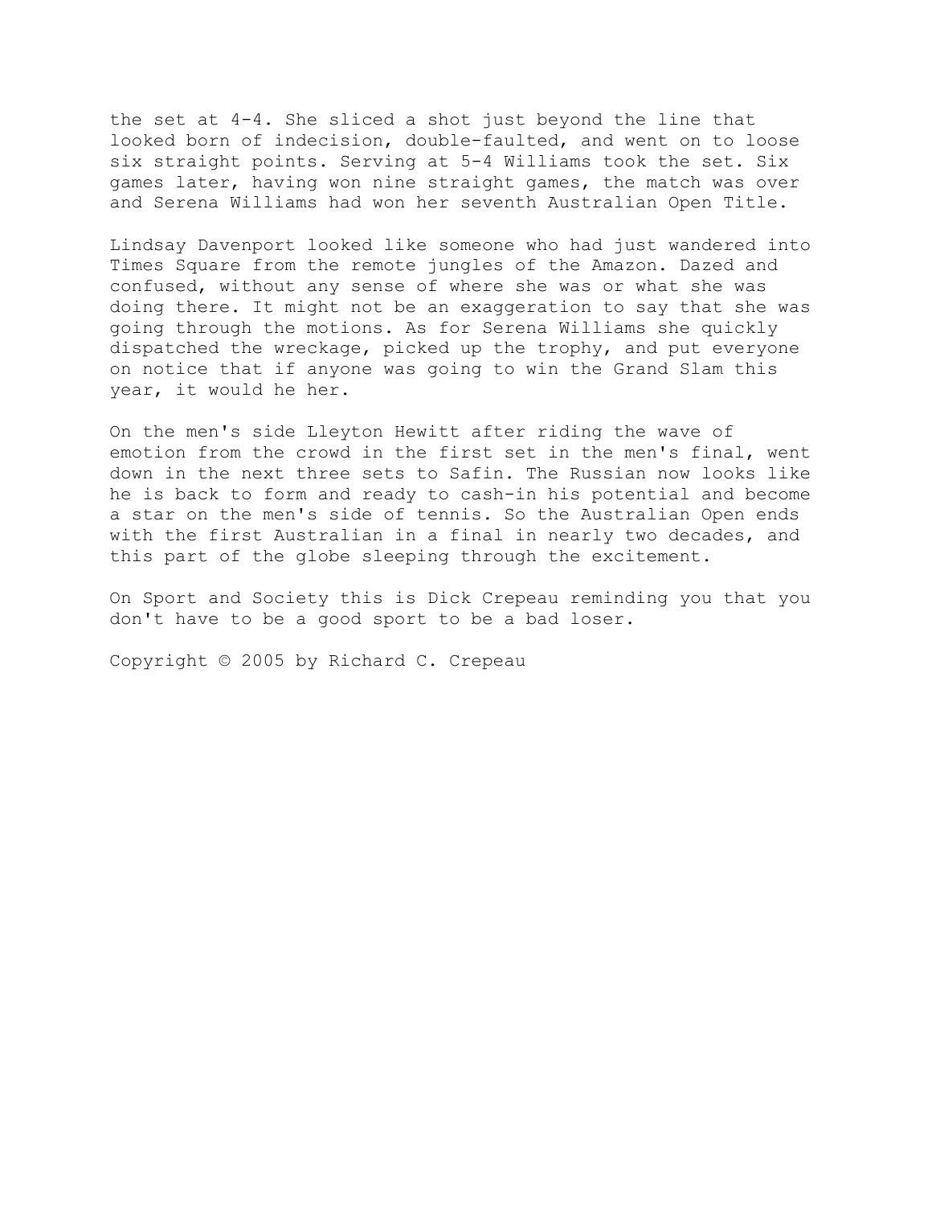the set at 4-4. She sliced a shot just beyond the line that looked born of indecision, double-faulted, and went on to loose six straight points. Serving at 5-4 Williams took the set. Six games later, having won nine straight games, the match was over and Serena Williams had won her seventh Australian Open Title.

Lindsay Davenport looked like someone who had just wandered into Times Square from the remote jungles of the Amazon. Dazed and confused, without any sense of where she was or what she was doing there. It might not be an exaggeration to say that she was going through the motions. As for Serena Williams she quickly dispatched the wreckage, picked up the trophy, and put everyone on notice that if anyone was going to win the Grand Slam this year, it would he her.

On the men's side Lleyton Hewitt after riding the wave of emotion from the crowd in the first set in the men's final, went down in the next three sets to Safin. The Russian now looks like he is back to form and ready to cash-in his potential and become a star on the men's side of tennis. So the Australian Open ends with the first Australian in a final in nearly two decades, and this part of the globe sleeping through the excitement.

On Sport and Society this is Dick Crepeau reminding you that you don't have to be a good sport to be a bad loser.

Copyright © 2005 by Richard C. Crepeau